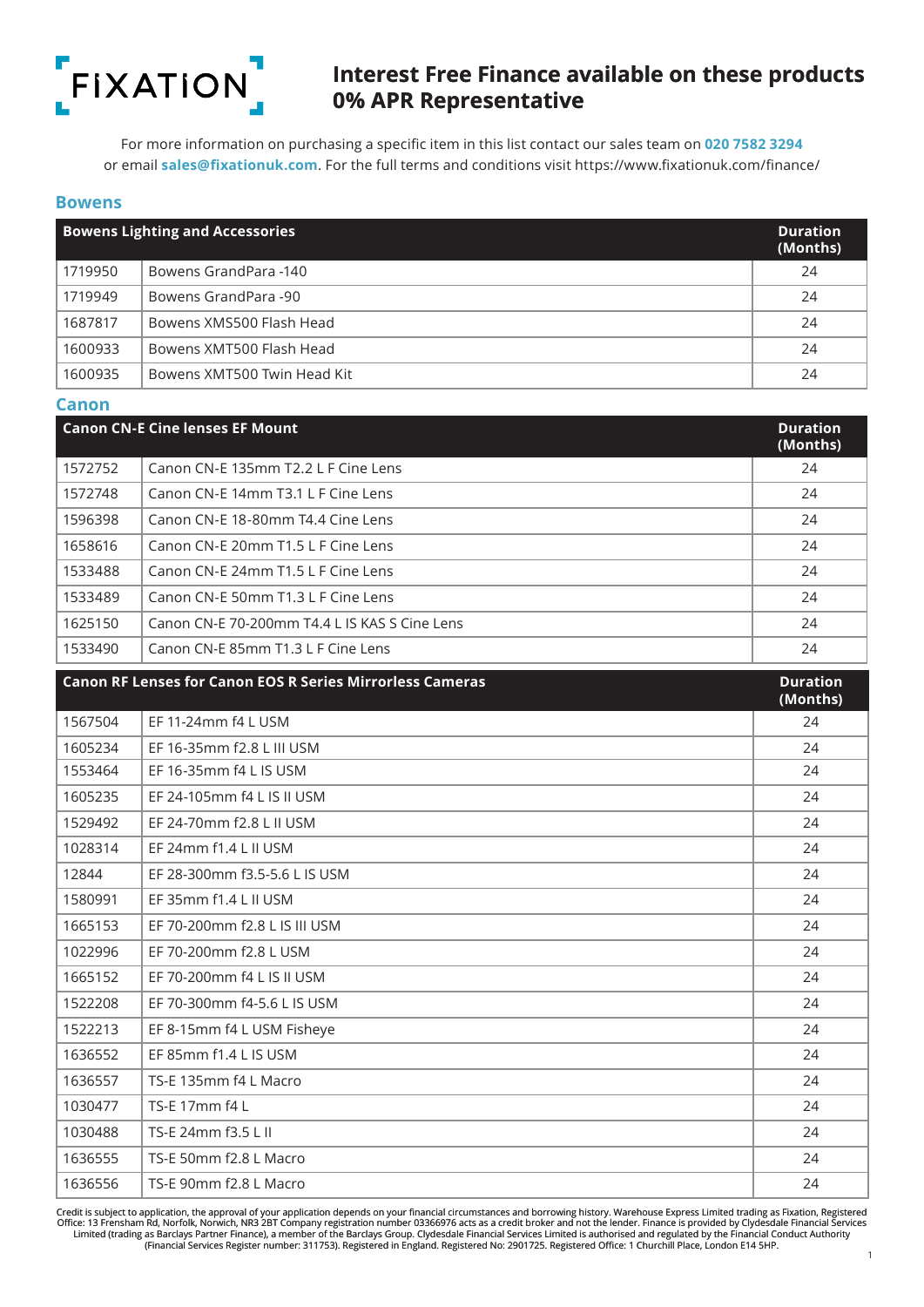FIXATION

# Interest Free Finance available on these products
# 0% APR Representative

For more information on purchasing a specific item in this list contact our sales team on **020 7582 3294** or email **sales@fixationuk.com**. For the full terms and conditions visit https://www.fixationuk.com/finance/

## Bowens

| Bowens Lighting and Accessories | | Duration (Months) |
|---|---|---|
| 1719950 | Bowens GrandPara -140 | 24 |
| 1719949 | Bowens GrandPara -90 | 24 |
| 1687817 | Bowens XMS500 Flash Head | 24 |
| 1600933 | Bowens XMT500 Flash Head | 24 |
| 1600935 | Bowens XMT500 Twin Head Kit | 24 |

## Canon

| Canon CN-E Cine lenses EF Mount | | Duration (Months) |
|---|---|---|
| 1572752 | Canon CN-E 135mm T2.2 L F Cine Lens | 24 |
| 1572748 | Canon CN-E 14mm T3.1 L F Cine Lens | 24 |
| 1596398 | Canon CN-E 18-80mm T4.4 Cine Lens | 24 |
| 1658616 | Canon CN-E 20mm T1.5 L F Cine Lens | 24 |
| 1533488 | Canon CN-E 24mm T1.5 L F Cine Lens | 24 |
| 1533489 | Canon CN-E 50mm T1.3 L F Cine Lens | 24 |
| 1625150 | Canon CN-E 70-200mm T4.4 L IS KAS S Cine Lens | 24 |
| 1533490 | Canon CN-E 85mm T1.3 L F Cine Lens | 24 |

| Canon RF Lenses for Canon EOS R Series Mirrorless Cameras | | Duration (Months) |
|---|---|---|
| 1567504 | EF 11-24mm f4 L USM | 24 |
| 1605234 | EF 16-35mm f2.8 L III USM | 24 |
| 1553464 | EF 16-35mm f4 L IS USM | 24 |
| 1605235 | EF 24-105mm f4 L IS II USM | 24 |
| 1529492 | EF 24-70mm f2.8 L II USM | 24 |
| 1028314 | EF 24mm f1.4 L II USM | 24 |
| 12844 | EF 28-300mm f3.5-5.6 L IS USM | 24 |
| 1580991 | EF 35mm f1.4 L II USM | 24 |
| 1665153 | EF 70-200mm f2.8 L IS III USM | 24 |
| 1022996 | EF 70-200mm f2.8 L USM | 24 |
| 1665152 | EF 70-200mm f4 L IS II USM | 24 |
| 1522208 | EF 70-300mm f4-5.6 L IS USM | 24 |
| 1522213 | EF 8-15mm f4 L USM Fisheye | 24 |
| 1636552 | EF 85mm f1.4 L IS USM | 24 |
| 1636557 | TS-E 135mm f4 L Macro | 24 |
| 1030477 | TS-E 17mm f4 L | 24 |
| 1030488 | TS-E 24mm f3.5 L II | 24 |
| 1636555 | TS-E 50mm f2.8 L Macro | 24 |
| 1636556 | TS-E 90mm f2.8 L Macro | 24 |

Credit is subject to application, the approval of your application depends on your financial circumstances and borrowing history. Warehouse Express Limited trading as Fixation, Registered Office: 13 Frensham Rd, Norfolk, Norwich, NR3 2BT Company registration number 03366976 acts as a credit broker and not the lender. Finance is provided by Clydesdale Financial Services Limited (trading as Barclays Partner Finance), a member of the Barclays Group. Clydesdale Financial Services Limited is authorised and regulated by the Financial Conduct Authority (Financial Services Register number: 311753). Registered in England. Registered No: 2901725. Registered Office: 1 Churchill Place, London E14 5HP.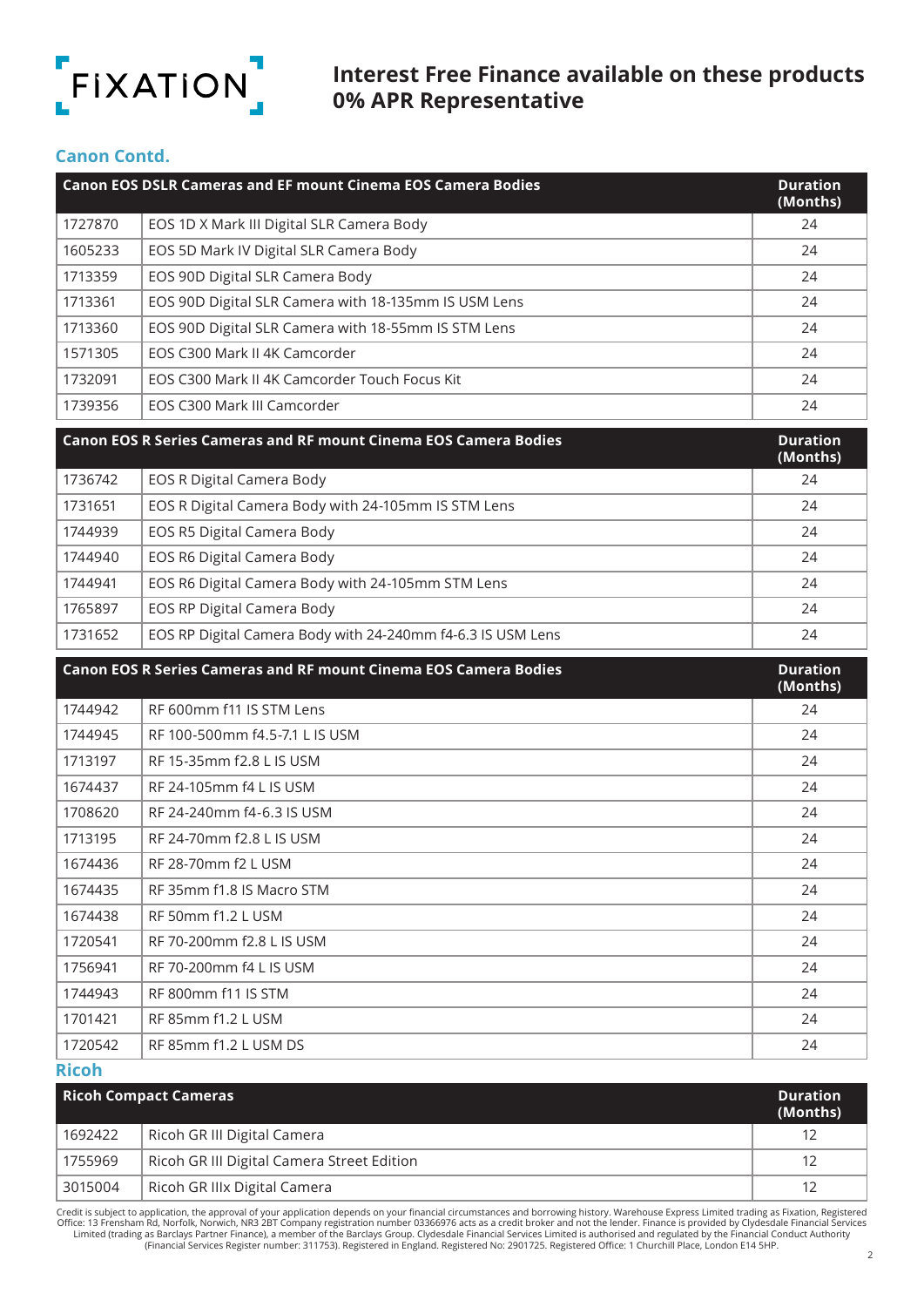FiXATiON

# Interest Free Finance available on these products 0% APR Representative

## Canon Contd.

| Canon EOS DSLR Cameras and EF mount Cinema EOS Camera Bodies | | Duration (Months) |
|---|---|---|
| 1727870 | EOS 1D X Mark III Digital SLR Camera Body | 24 |
| 1605233 | EOS 5D Mark IV Digital SLR Camera Body | 24 |
| 1713359 | EOS 90D Digital SLR Camera Body | 24 |
| 1713361 | EOS 90D Digital SLR Camera with 18-135mm IS USM Lens | 24 |
| 1713360 | EOS 90D Digital SLR Camera with 18-55mm IS STM Lens | 24 |
| 1571305 | EOS C300 Mark II 4K Camcorder | 24 |
| 1732091 | EOS C300 Mark II 4K Camcorder Touch Focus Kit | 24 |
| 1739356 | EOS C300 Mark III Camcorder | 24 |

| Canon EOS R Series Cameras and RF mount Cinema EOS Camera Bodies | | Duration (Months) |
|---|---|---|
| 1736742 | EOS R Digital Camera Body | 24 |
| 1731651 | EOS R Digital Camera Body with 24-105mm IS STM Lens | 24 |
| 1744939 | EOS R5 Digital Camera Body | 24 |
| 1744940 | EOS R6 Digital Camera Body | 24 |
| 1744941 | EOS R6 Digital Camera Body with 24-105mm STM Lens | 24 |
| 1765897 | EOS RP Digital Camera Body | 24 |
| 1731652 | EOS RP Digital Camera Body with 24-240mm f4-6.3 IS USM Lens | 24 |

| Canon EOS R Series Cameras and RF mount Cinema EOS Camera Bodies | | Duration (Months) |
|---|---|---|
| 1744942 | RF 600mm f11 IS STM Lens | 24 |
| 1744945 | RF 100-500mm f4.5-7.1 L IS USM | 24 |
| 1713197 | RF 15-35mm f2.8 L IS USM | 24 |
| 1674437 | RF 24-105mm f4 L IS USM | 24 |
| 1708620 | RF 24-240mm f4-6.3 IS USM | 24 |
| 1713195 | RF 24-70mm f2.8 L IS USM | 24 |
| 1674436 | RF 28-70mm f2 L USM | 24 |
| 1674435 | RF 35mm f1.8 IS Macro STM | 24 |
| 1674438 | RF 50mm f1.2 L USM | 24 |
| 1720541 | RF 70-200mm f2.8 L IS USM | 24 |
| 1756941 | RF 70-200mm f4 L IS USM | 24 |
| 1744943 | RF 800mm f11 IS STM | 24 |
| 1701421 | RF 85mm f1.2 L USM | 24 |
| 1720542 | RF 85mm f1.2 L USM DS | 24 |

## Ricoh

| Ricoh Compact Cameras | | Duration (Months) |
|---|---|---|
| 1692422 | Ricoh GR III Digital Camera | 12 |
| 1755969 | Ricoh GR III Digital Camera Street Edition | 12 |
| 3015004 | Ricoh GR IIIx Digital Camera | 12 |

Credit is subject to application, the approval of your application depends on your financial circumstances and borrowing history. Warehouse Express Limited trading as Fixation, Registered Office: 13 Frensham Rd, Norfolk, Norwich, NR3 2BT Company registration number 03366976 acts as a credit broker and not the lender. Finance is provided by Clydesdale Financial Services Limited (trading as Barclays Partner Finance), a member of the Barclays Group. Clydesdale Financial Services Limited is authorised and regulated by the Financial Conduct Authority (Financial Services Register number: 311753). Registered in England. Registered No: 2901725. Registered Office: 1 Churchill Place, London E14 5HP.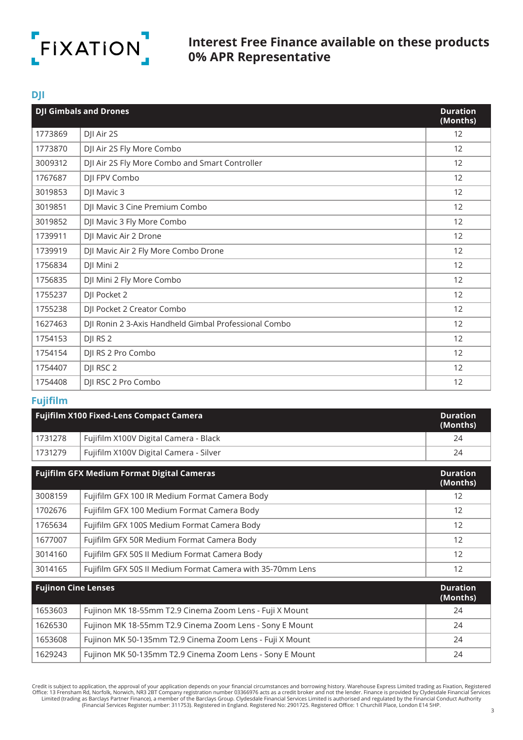# Interest Free Finance available on these products 0% APR Representative

## DJI

| DJI Gimbals and Drones | | Duration (Months) |
|---|---|---|
| 1773869 | DJI Air 2S | 12 |
| 1773870 | DJI Air 2S Fly More Combo | 12 |
| 3009312 | DJI Air 2S Fly More Combo and Smart Controller | 12 |
| 1767687 | DJI FPV Combo | 12 |
| 3019853 | DJI Mavic 3 | 12 |
| 3019851 | DJI Mavic 3 Cine Premium Combo | 12 |
| 3019852 | DJI Mavic 3 Fly More Combo | 12 |
| 1739911 | DJI Mavic Air 2 Drone | 12 |
| 1739919 | DJI Mavic Air 2 Fly More Combo Drone | 12 |
| 1756834 | DJI Mini 2 | 12 |
| 1756835 | DJI Mini 2 Fly More Combo | 12 |
| 1755237 | DJI Pocket 2 | 12 |
| 1755238 | DJI Pocket 2 Creator Combo | 12 |
| 1627463 | DJI Ronin 2 3-Axis Handheld Gimbal Professional Combo | 12 |
| 1754153 | DJI RS 2 | 12 |
| 1754154 | DJI RS 2 Pro Combo | 12 |
| 1754407 | DJI RSC 2 | 12 |
| 1754408 | DJI RSC 2 Pro Combo | 12 |

## Fujifilm

| Fujifilm X100 Fixed-Lens Compact Camera | | Duration (Months) |
|---|---|---|
| 1731278 | Fujifilm X100V Digital Camera - Black | 24 |
| 1731279 | Fujifilm X100V Digital Camera - Silver | 24 |

| Fujifilm GFX Medium Format Digital Cameras | | Duration (Months) |
|---|---|---|
| 3008159 | Fujifilm GFX 100 IR Medium Format Camera Body | 12 |
| 1702676 | Fujifilm GFX 100 Medium Format Camera Body | 12 |
| 1765634 | Fujifilm GFX 100S Medium Format Camera Body | 12 |
| 1677007 | Fujifilm GFX 50R Medium Format Camera Body | 12 |
| 3014160 | Fujifilm GFX 50S II Medium Format Camera Body | 12 |
| 3014165 | Fujifilm GFX 50S II Medium Format Camera with 35-70mm Lens | 12 |

| Fujinon Cine Lenses | | Duration (Months) |
|---|---|---|
| 1653603 | Fujinon MK 18-55mm T2.9 Cinema Zoom Lens - Fuji X Mount | 24 |
| 1626530 | Fujinon MK 18-55mm T2.9 Cinema Zoom Lens - Sony E Mount | 24 |
| 1653608 | Fujinon MK 50-135mm T2.9 Cinema Zoom Lens - Fuji X Mount | 24 |
| 1629243 | Fujinon MK 50-135mm T2.9 Cinema Zoom Lens - Sony E Mount | 24 |

Credit is subject to application, the approval of your application depends on your financial circumstances and borrowing history. Warehouse Express Limited trading as Fixation, Registered Office: 13 Frensham Rd, Norfolk, Norwich, NR3 2BT Company registration number 03366976 acts as a credit broker and not the lender. Finance is provided by Clydesdale Financial Services Limited (trading as Barclays Partner Finance), a member of the Barclays Group. Clydesdale Financial Services Limited is authorised and regulated by the Financial Conduct Authority (Financial Services Register number: 311753). Registered in England. Registered No: 2901725. Registered Office: 1 Churchill Place, London E14 5HP.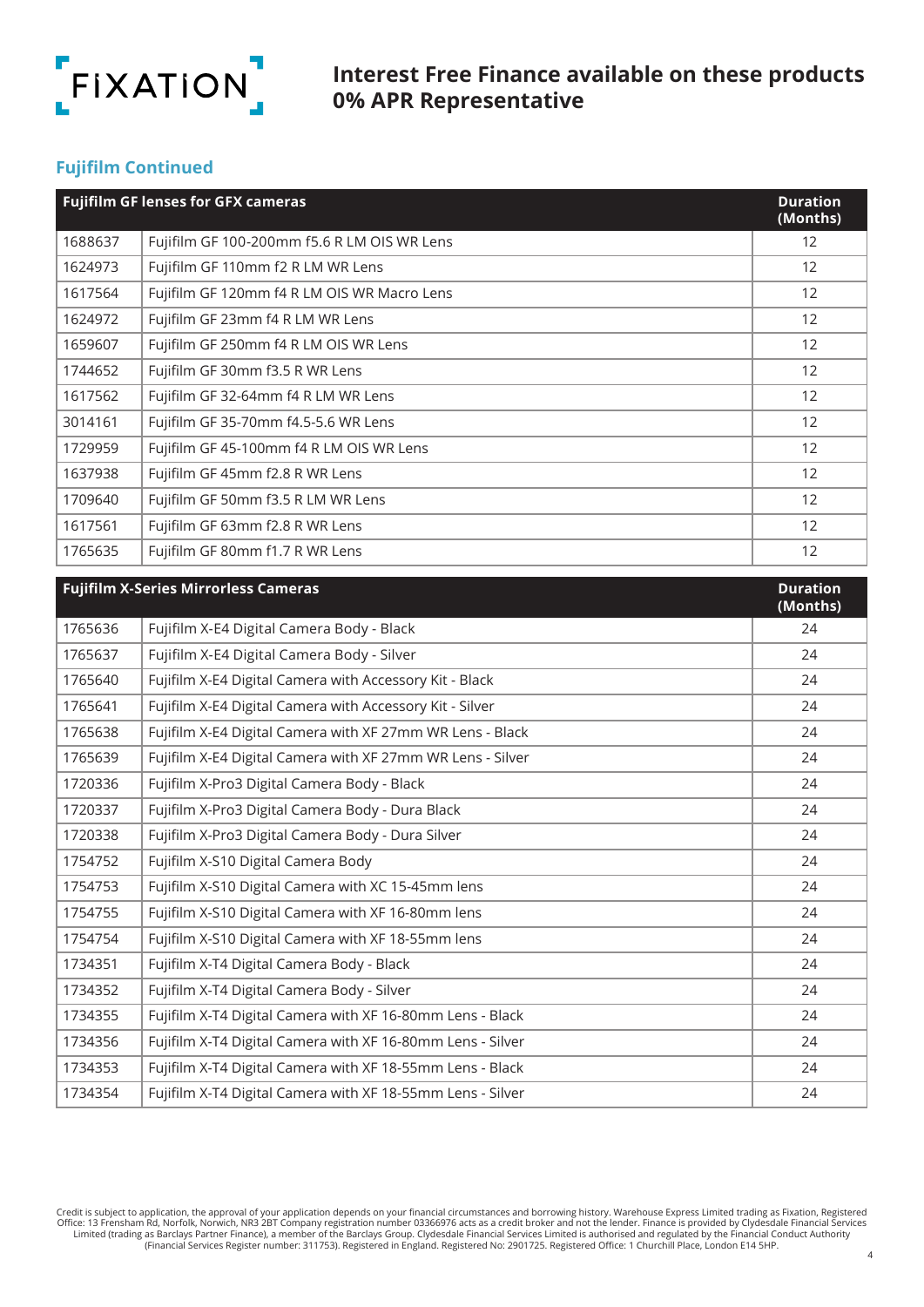# Interest Free Finance available on these products 0% APR Representative

## Fujifilm Continued

| Fujifilm GF lenses for GFX cameras | | Duration (Months) |
|---|---|---|
| 1688637 | Fujifilm GF 100-200mm f5.6 R LM OIS WR Lens | 12 |
| 1624973 | Fujifilm GF 110mm f2 R LM WR Lens | 12 |
| 1617564 | Fujifilm GF 120mm f4 R LM OIS WR Macro Lens | 12 |
| 1624972 | Fujifilm GF 23mm f4 R LM WR Lens | 12 |
| 1659607 | Fujifilm GF 250mm f4 R LM OIS WR Lens | 12 |
| 1744652 | Fujifilm GF 30mm f3.5 R WR Lens | 12 |
| 1617562 | Fujifilm GF 32-64mm f4 R LM WR Lens | 12 |
| 3014161 | Fujifilm GF 35-70mm f4.5-5.6 WR Lens | 12 |
| 1729959 | Fujifilm GF 45-100mm f4 R LM OIS WR Lens | 12 |
| 1637938 | Fujifilm GF 45mm f2.8 R WR Lens | 12 |
| 1709640 | Fujifilm GF 50mm f3.5 R LM WR Lens | 12 |
| 1617561 | Fujifilm GF 63mm f2.8 R WR Lens | 12 |
| 1765635 | Fujifilm GF 80mm f1.7 R WR Lens | 12 |

| Fujifilm X-Series Mirrorless Cameras | | Duration (Months) |
|---|---|---|
| 1765636 | Fujifilm X-E4 Digital Camera Body - Black | 24 |
| 1765637 | Fujifilm X-E4 Digital Camera Body - Silver | 24 |
| 1765640 | Fujifilm X-E4 Digital Camera with Accessory Kit - Black | 24 |
| 1765641 | Fujifilm X-E4 Digital Camera with Accessory Kit - Silver | 24 |
| 1765638 | Fujifilm X-E4 Digital Camera with XF 27mm WR Lens - Black | 24 |
| 1765639 | Fujifilm X-E4 Digital Camera with XF 27mm WR Lens - Silver | 24 |
| 1720336 | Fujifilm X-Pro3 Digital Camera Body - Black | 24 |
| 1720337 | Fujifilm X-Pro3 Digital Camera Body - Dura Black | 24 |
| 1720338 | Fujifilm X-Pro3 Digital Camera Body - Dura Silver | 24 |
| 1754752 | Fujifilm X-S10 Digital Camera Body | 24 |
| 1754753 | Fujifilm X-S10 Digital Camera with XC 15-45mm lens | 24 |
| 1754755 | Fujifilm X-S10 Digital Camera with XF 16-80mm lens | 24 |
| 1754754 | Fujifilm X-S10 Digital Camera with XF 18-55mm lens | 24 |
| 1734351 | Fujifilm X-T4 Digital Camera Body - Black | 24 |
| 1734352 | Fujifilm X-T4 Digital Camera Body - Silver | 24 |
| 1734355 | Fujifilm X-T4 Digital Camera with XF 16-80mm Lens - Black | 24 |
| 1734356 | Fujifilm X-T4 Digital Camera with XF 16-80mm Lens - Silver | 24 |
| 1734353 | Fujifilm X-T4 Digital Camera with XF 18-55mm Lens - Black | 24 |
| 1734354 | Fujifilm X-T4 Digital Camera with XF 18-55mm Lens - Silver | 24 |

Credit is subject to application, the approval of your application depends on your financial circumstances and borrowing history. Warehouse Express Limited trading as Fixation, Registered Office: 13 Frensham Rd, Norfolk, Norwich, NR3 2BT Company registration number 03366976 acts as a credit broker and not the lender. Finance is provided by Clydesdale Financial Services Limited (trading as Barclays Partner Finance), a member of the Barclays Group. Clydesdale Financial Services Limited is authorised and regulated by the Financial Conduct Authority (Financial Services Register number: 311753). Registered in England. Registered No: 2901725. Registered Office: 1 Churchill Place, London E14 5HP.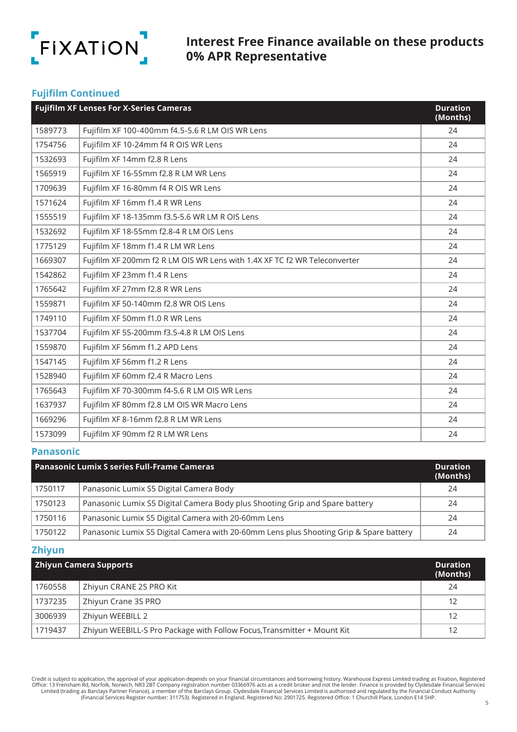FIXATION

# Interest Free Finance available on these products 0% APR Representative

## Fujifilm Continued

| | Fujifilm XF Lenses For X-Series Cameras | Duration (Months) |
|---|---|---|
| 1589773 | Fujifilm XF 100-400mm f4.5-5.6 R LM OIS WR Lens | 24 |
| 1754756 | Fujifilm XF 10-24mm f4 R OIS WR Lens | 24 |
| 1532693 | Fujifilm XF 14mm f2.8 R Lens | 24 |
| 1565919 | Fujifilm XF 16-55mm f2.8 R LM WR Lens | 24 |
| 1709639 | Fujifilm XF 16-80mm f4 R OIS WR Lens | 24 |
| 1571624 | Fujifilm XF 16mm f1.4 R WR Lens | 24 |
| 1555519 | Fujifilm XF 18-135mm f3.5-5.6 WR LM R OIS Lens | 24 |
| 1532692 | Fujifilm XF 18-55mm f2.8-4 R LM OIS Lens | 24 |
| 1775129 | Fujifilm XF 18mm f1.4 R LM WR Lens | 24 |
| 1669307 | Fujifilm XF 200mm f2 R LM OIS WR Lens with 1.4X XF TC f2 WR Teleconverter | 24 |
| 1542862 | Fujifilm XF 23mm f1.4 R Lens | 24 |
| 1765642 | Fujifilm XF 27mm f2.8 R WR Lens | 24 |
| 1559871 | Fujifilm XF 50-140mm f2.8 WR OIS Lens | 24 |
| 1749110 | Fujifilm XF 50mm f1.0 R WR Lens | 24 |
| 1537704 | Fujifilm XF 55-200mm f3.5-4.8 R LM OIS Lens | 24 |
| 1559870 | Fujifilm XF 56mm f1.2 APD Lens | 24 |
| 1547145 | Fujifilm XF 56mm f1.2 R Lens | 24 |
| 1528940 | Fujifilm XF 60mm f2.4 R Macro Lens | 24 |
| 1765643 | Fujifilm XF 70-300mm f4-5.6 R LM OIS WR Lens | 24 |
| 1637937 | Fujifilm XF 80mm f2.8 LM OIS WR Macro Lens | 24 |
| 1669296 | Fujifilm XF 8-16mm f2.8 R LM WR Lens | 24 |
| 1573099 | Fujifilm XF 90mm f2 R LM WR Lens | 24 |

## Panasonic

| | Panasonic Lumix S series Full-Frame Cameras | Duration (Months) |
|---|---|---|
| 1750117 | Panasonic Lumix S5 Digital Camera Body | 24 |
| 1750123 | Panasonic Lumix S5 Digital Camera Body plus Shooting Grip and Spare battery | 24 |
| 1750116 | Panasonic Lumix S5 Digital Camera with 20-60mm Lens | 24 |
| 1750122 | Panasonic Lumix S5 Digital Camera with 20-60mm Lens plus Shooting Grip & Spare battery | 24 |

## Zhiyun

| | Zhiyun Camera Supports | Duration (Months) |
|---|---|---|
| 1760558 | Zhiyun CRANE 2S PRO Kit | 24 |
| 1737235 | Zhiyun Crane 3S PRO | 12 |
| 3006939 | Zhiyun WEEBILL 2 | 12 |
| 1719437 | Zhiyun WEEBILL-S Pro Package with Follow Focus,Transmitter + Mount Kit | 12 |

Credit is subject to application, the approval of your application depends on your financial circumstances and borrowing history. Warehouse Express Limited trading as Fixation, Registered Office: 13 Frensham Rd, Norfolk, Norwich, NR3 2BT Company registration number 03366976 acts as a credit broker and not the lender. Finance is provided by Clydesdale Financial Services Limited (trading as Barclays Partner Finance), a member of the Barclays Group. Clydesdale Financial Services Limited is authorised and regulated by the Financial Conduct Authority (Financial Services Register number: 311753). Registered in England. Registered No: 2901725. Registered Office: 1 Churchill Place, London E14 5HP.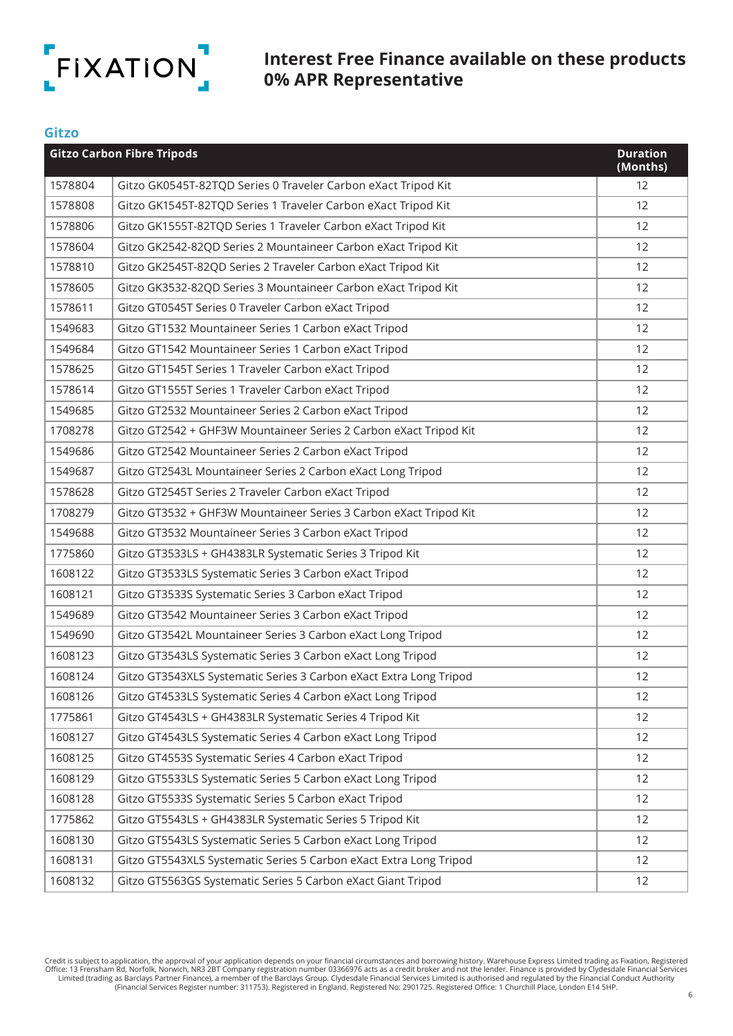# Interest Free Finance available on these products 0% APR Representative

## Gitzo

| Gitzo Carbon Fibre Tripods | | Duration (Months) |
|---|---|---|
| 1578804 | Gitzo GK0545T-82TQD Series 0 Traveler Carbon eXact Tripod Kit | 12 |
| 1578808 | Gitzo GK1545T-82TQD Series 1 Traveler Carbon eXact Tripod Kit | 12 |
| 1578806 | Gitzo GK1555T-82TQD Series 1 Traveler Carbon eXact Tripod Kit | 12 |
| 1578604 | Gitzo GK2542-82QD Series 2 Mountaineer Carbon eXact Tripod Kit | 12 |
| 1578810 | Gitzo GK2545T-82QD Series 2 Traveler Carbon eXact Tripod Kit | 12 |
| 1578605 | Gitzo GK3532-82QD Series 3 Mountaineer Carbon eXact Tripod Kit | 12 |
| 1578611 | Gitzo GT0545T Series 0 Traveler Carbon eXact Tripod | 12 |
| 1549683 | Gitzo GT1532 Mountaineer Series 1 Carbon eXact Tripod | 12 |
| 1549684 | Gitzo GT1542 Mountaineer Series 1 Carbon eXact Tripod | 12 |
| 1578625 | Gitzo GT1545T Series 1 Traveler Carbon eXact Tripod | 12 |
| 1578614 | Gitzo GT1555T Series 1 Traveler Carbon eXact Tripod | 12 |
| 1549685 | Gitzo GT2532 Mountaineer Series 2 Carbon eXact Tripod | 12 |
| 1708278 | Gitzo GT2542 + GHF3W Mountaineer Series 2 Carbon eXact Tripod Kit | 12 |
| 1549686 | Gitzo GT2542 Mountaineer Series 2 Carbon eXact Tripod | 12 |
| 1549687 | Gitzo GT2543L Mountaineer Series 2 Carbon eXact Long Tripod | 12 |
| 1578628 | Gitzo GT2545T Series 2 Traveler Carbon eXact Tripod | 12 |
| 1708279 | Gitzo GT3532 + GHF3W Mountaineer Series 3 Carbon eXact Tripod Kit | 12 |
| 1549688 | Gitzo GT3532 Mountaineer Series 3 Carbon eXact Tripod | 12 |
| 1775860 | Gitzo GT3533LS + GH4383LR Systematic Series 3 Tripod Kit | 12 |
| 1608122 | Gitzo GT3533LS Systematic Series 3 Carbon eXact Tripod | 12 |
| 1608121 | Gitzo GT3533S Systematic Series 3 Carbon eXact Tripod | 12 |
| 1549689 | Gitzo GT3542 Mountaineer Series 3 Carbon eXact Tripod | 12 |
| 1549690 | Gitzo GT3542L Mountaineer Series 3 Carbon eXact Long Tripod | 12 |
| 1608123 | Gitzo GT3543LS Systematic Series 3 Carbon eXact Long Tripod | 12 |
| 1608124 | Gitzo GT3543XLS Systematic Series 3 Carbon eXact Extra Long Tripod | 12 |
| 1608126 | Gitzo GT4533LS Systematic Series 4 Carbon eXact Long Tripod | 12 |
| 1775861 | Gitzo GT4543LS + GH4383LR Systematic Series 4 Tripod Kit | 12 |
| 1608127 | Gitzo GT4543LS Systematic Series 4 Carbon eXact Long Tripod | 12 |
| 1608125 | Gitzo GT4553S Systematic Series 4 Carbon eXact Tripod | 12 |
| 1608129 | Gitzo GT5533LS Systematic Series 5 Carbon eXact Long Tripod | 12 |
| 1608128 | Gitzo GT5533S Systematic Series 5 Carbon eXact Tripod | 12 |
| 1775862 | Gitzo GT5543LS + GH4383LR Systematic Series 5 Tripod Kit | 12 |
| 1608130 | Gitzo GT5543LS Systematic Series 5 Carbon eXact Long Tripod | 12 |
| 1608131 | Gitzo GT5543XLS Systematic Series 5 Carbon eXact Extra Long Tripod | 12 |
| 1608132 | Gitzo GT5563GS Systematic Series 5 Carbon eXact Giant Tripod | 12 |

Credit is subject to application, the approval of your application depends on your financial circumstances and borrowing history. Warehouse Express Limited trading as Fixation, Registered Office: 13 Frensham Rd, Norfolk, Norwich, NR3 2BT Company registration number 03366976 acts as a credit broker and not the lender. Finance is provided by Clydesdale Financial Services Limited (trading as Barclays Partner Finance), a member of the Barclays Group. Clydesdale Financial Services Limited is authorised and regulated by the Financial Conduct Authority (Financial Services Register number: 311753). Registered in England. Registered No: 2901725. Registered Office: 1 Churchill Place, London E14 5HP.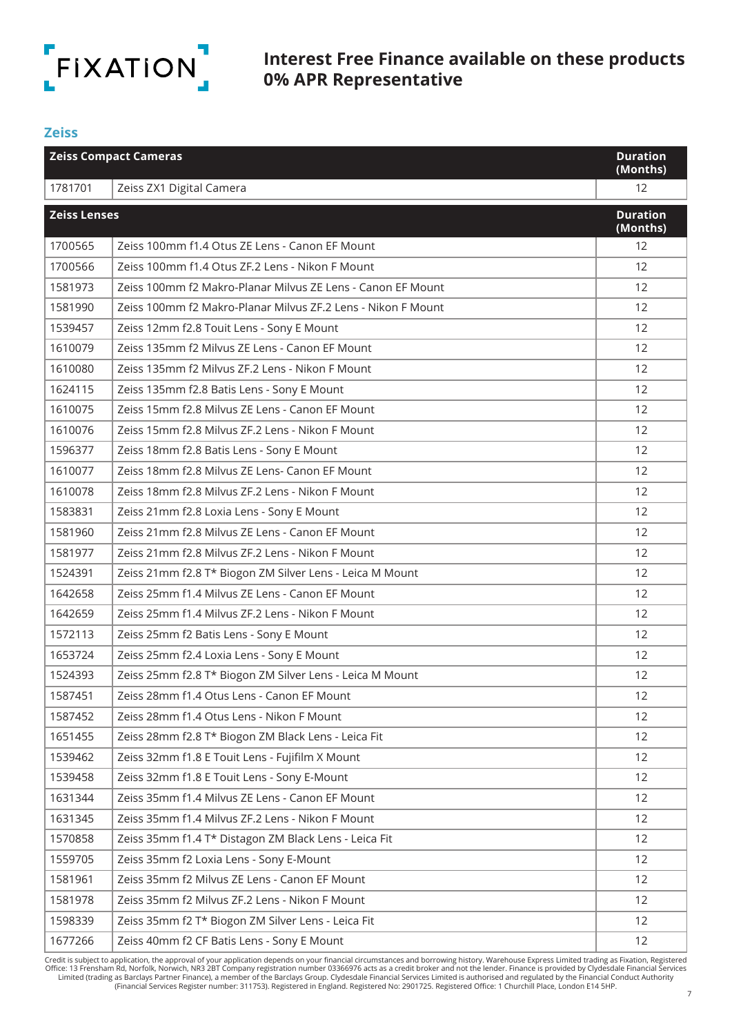FiXATiON

# Interest Free Finance available on these products 0% APR Representative

## Zeiss

| Zeiss Compact Cameras | | Duration (Months) |
|---|---|---|
| 1781701 | Zeiss ZX1 Digital Camera | 12 |

| Zeiss Lenses | | Duration (Months) |
|---|---|---|
| 1700565 | Zeiss 100mm f1.4 Otus ZE Lens - Canon EF Mount | 12 |
| 1700566 | Zeiss 100mm f1.4 Otus ZF.2 Lens - Nikon F Mount | 12 |
| 1581973 | Zeiss 100mm f2 Makro-Planar Milvus ZE Lens - Canon EF Mount | 12 |
| 1581990 | Zeiss 100mm f2 Makro-Planar Milvus ZF.2 Lens - Nikon F Mount | 12 |
| 1539457 | Zeiss 12mm f2.8 Touit Lens - Sony E Mount | 12 |
| 1610079 | Zeiss 135mm f2 Milvus ZE Lens - Canon EF Mount | 12 |
| 1610080 | Zeiss 135mm f2 Milvus ZF.2 Lens - Nikon F Mount | 12 |
| 1624115 | Zeiss 135mm f2.8 Batis Lens - Sony E Mount | 12 |
| 1610075 | Zeiss 15mm f2.8 Milvus ZE Lens - Canon EF Mount | 12 |
| 1610076 | Zeiss 15mm f2.8 Milvus ZF.2 Lens - Nikon F Mount | 12 |
| 1596377 | Zeiss 18mm f2.8 Batis Lens - Sony E Mount | 12 |
| 1610077 | Zeiss 18mm f2.8 Milvus ZE Lens- Canon EF Mount | 12 |
| 1610078 | Zeiss 18mm f2.8 Milvus ZF.2 Lens - Nikon F Mount | 12 |
| 1583831 | Zeiss 21mm f2.8 Loxia Lens - Sony E Mount | 12 |
| 1581960 | Zeiss 21mm f2.8 Milvus ZE Lens - Canon EF Mount | 12 |
| 1581977 | Zeiss 21mm f2.8 Milvus ZF.2 Lens - Nikon F Mount | 12 |
| 1524391 | Zeiss 21mm f2.8 T* Biogon ZM Silver Lens - Leica M Mount | 12 |
| 1642658 | Zeiss 25mm f1.4 Milvus ZE Lens - Canon EF Mount | 12 |
| 1642659 | Zeiss 25mm f1.4 Milvus ZF.2 Lens - Nikon F Mount | 12 |
| 1572113 | Zeiss 25mm f2 Batis Lens - Sony E Mount | 12 |
| 1653724 | Zeiss 25mm f2.4 Loxia Lens - Sony E Mount | 12 |
| 1524393 | Zeiss 25mm f2.8 T* Biogon ZM Silver Lens - Leica M Mount | 12 |
| 1587451 | Zeiss 28mm f1.4 Otus Lens - Canon EF Mount | 12 |
| 1587452 | Zeiss 28mm f1.4 Otus Lens - Nikon F Mount | 12 |
| 1651455 | Zeiss 28mm f2.8 T* Biogon ZM Black Lens - Leica Fit | 12 |
| 1539462 | Zeiss 32mm f1.8 E Touit Lens - Fujifilm X Mount | 12 |
| 1539458 | Zeiss 32mm f1.8 E Touit Lens - Sony E-Mount | 12 |
| 1631344 | Zeiss 35mm f1.4 Milvus ZE Lens - Canon EF Mount | 12 |
| 1631345 | Zeiss 35mm f1.4 Milvus ZF.2 Lens - Nikon F Mount | 12 |
| 1570858 | Zeiss 35mm f1.4 T* Distagon ZM Black Lens - Leica Fit | 12 |
| 1559705 | Zeiss 35mm f2 Loxia Lens - Sony E-Mount | 12 |
| 1581961 | Zeiss 35mm f2 Milvus ZE Lens - Canon EF Mount | 12 |
| 1581978 | Zeiss 35mm f2 Milvus ZF.2 Lens - Nikon F Mount | 12 |
| 1598339 | Zeiss 35mm f2 T* Biogon ZM Silver Lens - Leica Fit | 12 |
| 1677266 | Zeiss 40mm f2 CF Batis Lens - Sony E Mount | 12 |

Credit is subject to application, the approval of your application depends on your financial circumstances and borrowing history. Warehouse Express Limited trading as Fixation, Registered Office: 13 Frensham Rd, Norfolk, Norwich, NR3 2BT Company registration number 03366976 acts as a credit broker and not the lender. Finance is provided by Clydesdale Financial Services Limited (trading as Barclays Partner Finance), a member of the Barclays Group. Clydesdale Financial Services Limited is authorised and regulated by the Financial Conduct Authority (Financial Services Register number: 311753). Registered in England. Registered No: 2901725. Registered Office: 1 Churchill Place, London E14 5HP.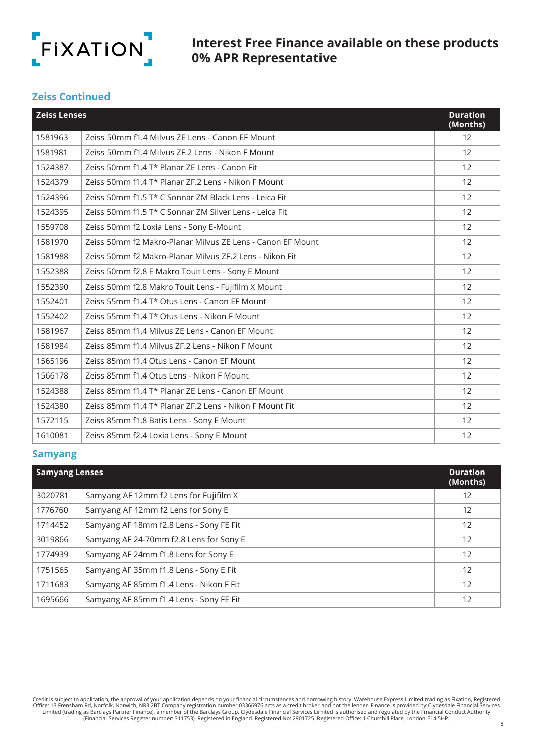# Interest Free Finance available on these products 0% APR Representative

## Zeiss Continued

| Zeiss Lenses | | Duration (Months) |
|---|---|---|
| 1581963 | Zeiss 50mm f1.4 Milvus ZE Lens - Canon EF Mount | 12 |
| 1581981 | Zeiss 50mm f1.4 Milvus ZF.2 Lens - Nikon F Mount | 12 |
| 1524387 | Zeiss 50mm f1.4 T* Planar ZE Lens - Canon Fit | 12 |
| 1524379 | Zeiss 50mm f1.4 T* Planar ZF.2 Lens - Nikon F Mount | 12 |
| 1524396 | Zeiss 50mm f1.5 T* C Sonnar ZM Black Lens - Leica Fit | 12 |
| 1524395 | Zeiss 50mm f1.5 T* C Sonnar ZM Silver Lens - Leica Fit | 12 |
| 1559708 | Zeiss 50mm f2 Loxia Lens - Sony E-Mount | 12 |
| 1581970 | Zeiss 50mm f2 Makro-Planar Milvus ZE Lens - Canon EF Mount | 12 |
| 1581988 | Zeiss 50mm f2 Makro-Planar Milvus ZF.2 Lens - Nikon Fit | 12 |
| 1552388 | Zeiss 50mm f2.8 E Makro Touit Lens - Sony E Mount | 12 |
| 1552390 | Zeiss 50mm f2.8 Makro Touit Lens - Fujifilm X Mount | 12 |
| 1552401 | Zeiss 55mm f1.4 T* Otus Lens - Canon EF Mount | 12 |
| 1552402 | Zeiss 55mm f1.4 T* Otus Lens - Nikon F Mount | 12 |
| 1581967 | Zeiss 85mm f1.4 Milvus ZE Lens - Canon EF Mount | 12 |
| 1581984 | Zeiss 85mm f1.4 Milvus ZF.2 Lens - Nikon F Mount | 12 |
| 1565196 | Zeiss 85mm f1.4 Otus Lens - Canon EF Mount | 12 |
| 1566178 | Zeiss 85mm f1.4 Otus Lens - Nikon F Mount | 12 |
| 1524388 | Zeiss 85mm f1.4 T* Planar ZE Lens - Canon EF Mount | 12 |
| 1524380 | Zeiss 85mm f1.4 T* Planar ZF.2 Lens - Nikon F Mount Fit | 12 |
| 1572115 | Zeiss 85mm f1.8 Batis Lens - Sony E Mount | 12 |
| 1610081 | Zeiss 85mm f2.4 Loxia Lens - Sony E Mount | 12 |

## Samyang

| Samyang Lenses | | Duration (Months) |
|---|---|---|
| 3020781 | Samyang AF 12mm f2 Lens for Fujifilm X | 12 |
| 1776760 | Samyang AF 12mm f2 Lens for Sony E | 12 |
| 1714452 | Samyang AF 18mm f2.8 Lens - Sony FE Fit | 12 |
| 3019866 | Samyang AF 24-70mm f2.8 Lens for Sony E | 12 |
| 1774939 | Samyang AF 24mm f1.8 Lens for Sony E | 12 |
| 1751565 | Samyang AF 35mm f1.8 Lens - Sony E Fit | 12 |
| 1711683 | Samyang AF 85mm f1.4 Lens - Nikon F Fit | 12 |
| 1695666 | Samyang AF 85mm f1.4 Lens - Sony FE Fit | 12 |

Credit is subject to application, the approval of your application depends on your financial circumstances and borrowing history. Warehouse Express Limited trading as Fixation, Registered Office: 13 Frensham Rd, Norfolk, Norwich, NR3 2BT Company registration number 03366976 acts as a credit broker and not the lender. Finance is provided by Clydesdale Financial Services Limited (trading as Barclays Partner Finance), a member of the Barclays Group. Clydesdale Financial Services Limited is authorised and regulated by the Financial Conduct Authority (Financial Services Register number: 311753). Registered in England. Registered No: 2901725. Registered Office: 1 Churchill Place, London E14 5HP.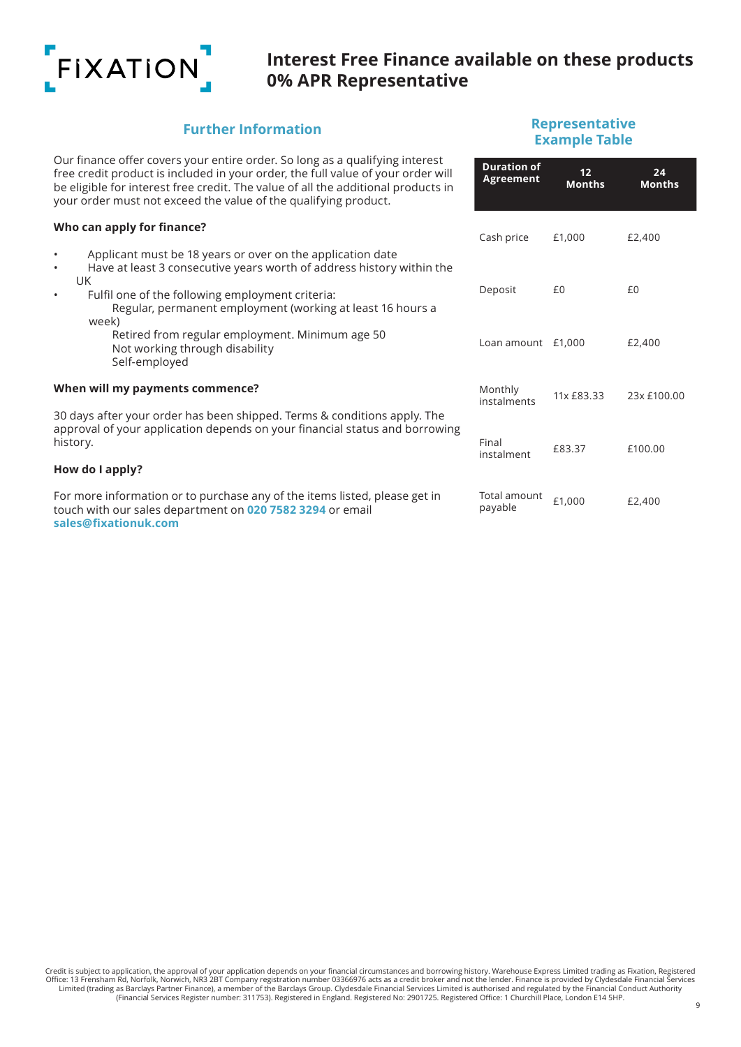FiXATiON

# Interest Free Finance available on these products
# 0% APR Representative

## Further Information

Our finance offer covers your entire order. So long as a qualifying interest free credit product is included in your order, the full value of your order will be eligible for interest free credit. The value of all the additional products in your order must not exceed the value of the qualifying product.

**Who can apply for finance?**

- Applicant must be 18 years or over on the application date
- Have at least 3 consecutive years worth of address history within the UK
- Fulfil one of the following employment criteria:
  - Regular, permanent employment (working at least 16 hours a week)
  - Retired from regular employment. Minimum age 50
  - Not working through disability
  - Self-employed

**When will my payments commence?**

30 days after your order has been shipped. Terms & conditions apply. The approval of your application depends on your financial status and borrowing history.

**How do I apply?**

For more information or to purchase any of the items listed, please get in touch with our sales department on **020 7582 3294** or email **sales@fixationuk.com**

## Representative Example Table

| Duration of Agreement | 12 Months | 24 Months |
|---|---|---|
| Cash price | £1,000 | £2,400 |
| Deposit | £0 | £0 |
| Loan amount | £1,000 | £2,400 |
| Monthly instalments | 11x £83.33 | 23x £100.00 |
| Final instalment | £83.37 | £100.00 |
| Total amount payable | £1,000 | £2,400 |

Credit is subject to application, the approval of your application depends on your financial circumstances and borrowing history. Warehouse Express Limited trading as Fixation, Registered Office: 13 Frensham Rd, Norfolk, Norwich, NR3 2BT Company registration number 03366976 acts as a credit broker and not the lender. Finance is provided by Clydesdale Financial Services Limited (trading as Barclays Partner Finance), a member of the Barclays Group. Clydesdale Financial Services Limited is authorised and regulated by the Financial Conduct Authority (Financial Services Register number: 311753). Registered in England. Registered No: 2901725. Registered Office: 1 Churchill Place, London E14 5HP.